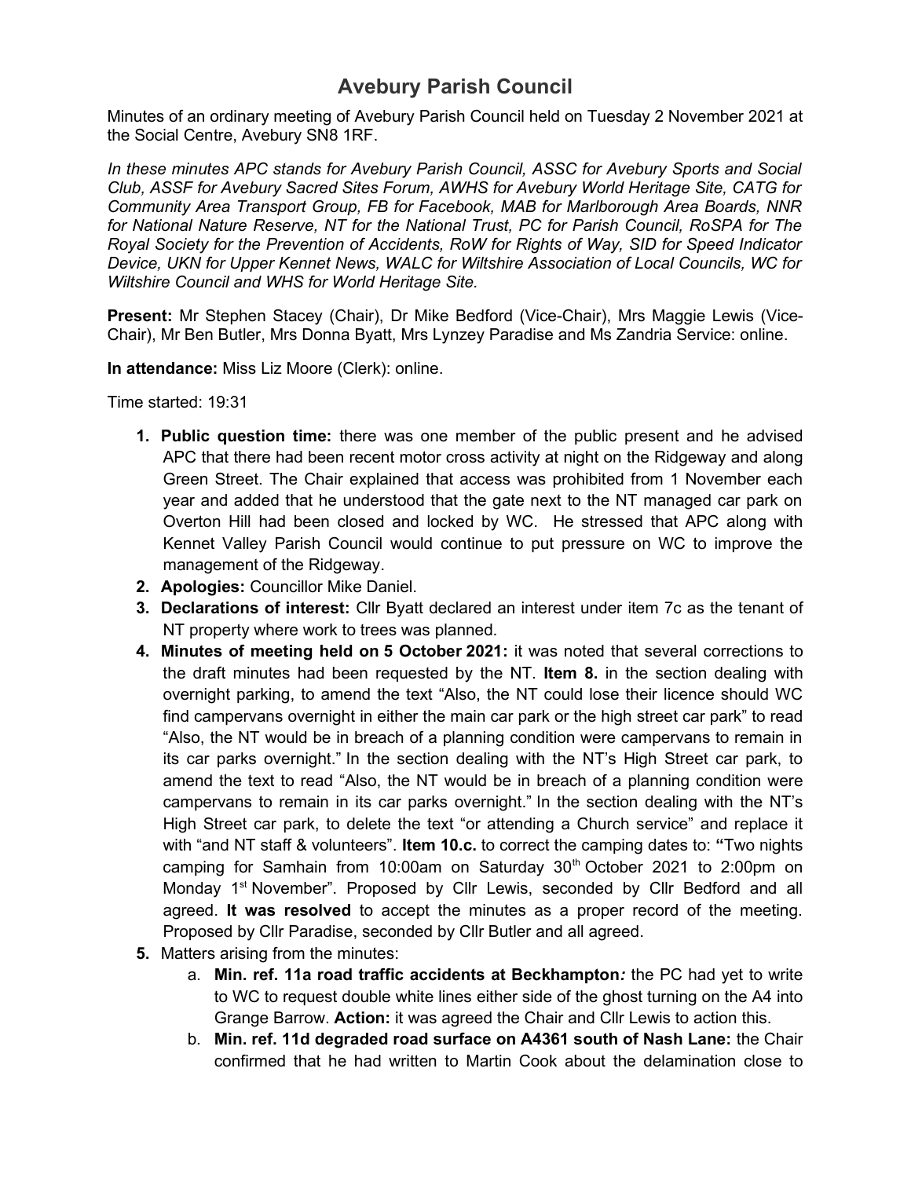# Avebury Parish Council

Minutes of an ordinary meeting of Avebury Parish Council held on Tuesday 2 November 2021 at the Social Centre, Avebury SN8 1RF.

*In these minutes APC stands for Avebury Parish Council, ASSC for Avebury Sports and Social Club, ASSF for Avebury Sacred Sites Forum, AWHS for Avebury World Heritage Site, CATG for Community Area Transport Group, FB for Facebook, MAB for Marlborough Area Boards, NNR for National Nature Reserve, NT for the National Trust, PC for Parish Council, RoSPA for The Royal Society for the Prevention of Accidents, RoW for Rights of Way, SID for Speed Indicator Device, UKN for Upper Kennet News, WALC for Wiltshire Association of Local Councils, WC for Wiltshire Council and WHS for World Heritage Site.*

**Present:** Mr Stephen Stacey (Chair), Dr Mike Bedford (Vice-Chair), Mrs Maggie Lewis (Vice-Chair), Mr Ben Butler, Mrs Donna Byatt, Mrs Lynzey Paradise and Ms Zandria Service: online.

**In attendance:** Miss Liz Moore (Clerk): online.

Time started: 19:31

1. **Public question time:** there was one member of the public present and he advised APC that there had been recent motor cross activity at night on the Ridgeway and along Green Street. The Chair explained that access was prohibited from 1 November each year and added that he understood that the gate next to the NT managed car park on Overton Hill had been closed and locked by WC. He stressed that APC along with Kennet Valley Parish Council would continue to put pressure on WC to improve the management of the Ridgeway.
2. **Apologies:** Councillor Mike Daniel.
3. **Declarations of interest:** Cllr Byatt declared an interest under item 7c as the tenant of NT property where work to trees was planned.
4. **Minutes of meeting held on 5 October 2021:** it was noted that several corrections to the draft minutes had been requested by the NT. **Item 8.** in the section dealing with overnight parking, to amend the text "Also, the NT could lose their licence should WC find campervans overnight in either the main car park or the high street car park" to read "Also, the NT would be in breach of a planning condition were campervans to remain in its car parks overnight." In the section dealing with the NT's High Street car park, to amend the text to read "Also, the NT would be in breach of a planning condition were campervans to remain in its car parks overnight." In the section dealing with the NT's High Street car park, to delete the text "or attending a Church service" and replace it with "and NT staff & volunteers". **Item 10.c.** to correct the camping dates to: **"**Two nights camping for Samhain from 10:00am on Saturday 30th October 2021 to 2:00pm on Monday 1st November". Proposed by Cllr Lewis, seconded by Cllr Bedford and all agreed. **It was resolved** to accept the minutes as a proper record of the meeting. Proposed by Cllr Paradise, seconded by Cllr Butler and all agreed.
5. Matters arising from the minutes:
   a. **Min. ref. 11a road traffic accidents at Beckhampton*:*** the PC had yet to write to WC to request double white lines either side of the ghost turning on the A4 into Grange Barrow. **Action:** it was agreed the Chair and Cllr Lewis to action this.
   b. **Min. ref. 11d degraded road surface on A4361 south of Nash Lane:** the Chair confirmed that he had written to Martin Cook about the delamination close to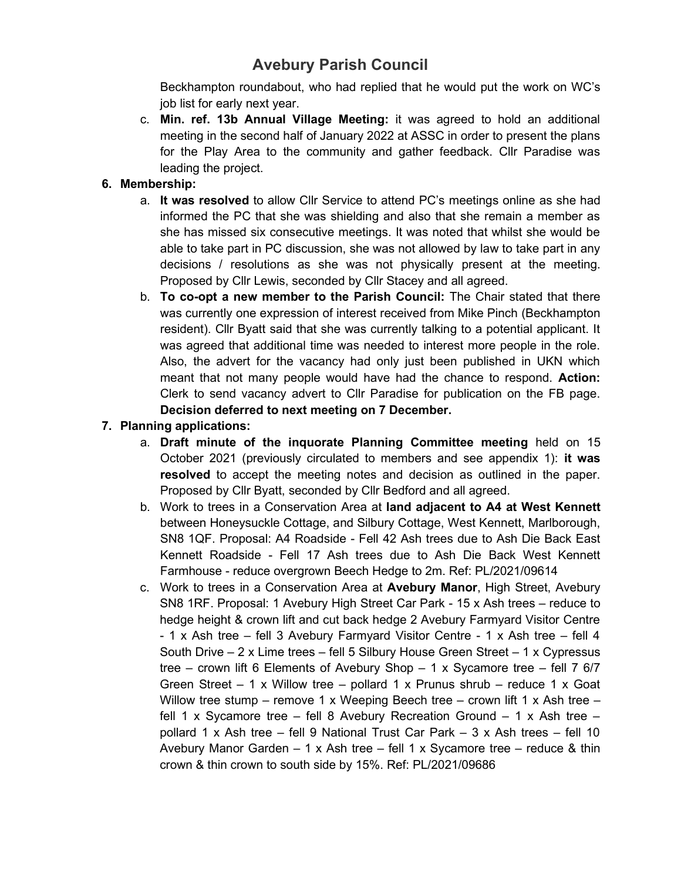Beckhampton roundabout, who had replied that he would put the work on WC's job list for early next year.

c. **Min. ref. 13b Annual Village Meeting:** it was agreed to hold an additional meeting in the second half of January 2022 at ASSC in order to present the plans for the Play Area to the community and gather feedback. Cllr Paradise was leading the project.

6. **Membership:**
   a. **It was resolved** to allow Cllr Service to attend PC's meetings online as she had informed the PC that she was shielding and also that she remain a member as she has missed six consecutive meetings. It was noted that whilst she would be able to take part in PC discussion, she was not allowed by law to take part in any decisions / resolutions as she was not physically present at the meeting. Proposed by Cllr Lewis, seconded by Cllr Stacey and all agreed.
   b. **To co-opt a new member to the Parish Council:** The Chair stated that there was currently one expression of interest received from Mike Pinch (Beckhampton resident). Cllr Byatt said that she was currently talking to a potential applicant. It was agreed that additional time was needed to interest more people in the role. Also, the advert for the vacancy had only just been published in UKN which meant that not many people would have had the chance to respond. **Action:** Clerk to send vacancy advert to Cllr Paradise for publication on the FB page. **Decision deferred to next meeting on 7 December.**

7. **Planning applications:**
   a. **Draft minute of the inquorate Planning Committee meeting** held on 15 October 2021 (previously circulated to members and see appendix 1): **it was resolved** to accept the meeting notes and decision as outlined in the paper. Proposed by Cllr Byatt, seconded by Cllr Bedford and all agreed.
   b. Work to trees in a Conservation Area at **land adjacent to A4 at West Kennett** between Honeysuckle Cottage, and Silbury Cottage, West Kennett, Marlborough, SN8 1QF. Proposal: A4 Roadside - Fell 42 Ash trees due to Ash Die Back East Kennett Roadside - Fell 17 Ash trees due to Ash Die Back West Kennett Farmhouse - reduce overgrown Beech Hedge to 2m. Ref: PL/2021/09614
   c. Work to trees in a Conservation Area at **Avebury Manor**, High Street, Avebury SN8 1RF. Proposal: 1 Avebury High Street Car Park - 15 x Ash trees – reduce to hedge height & crown lift and cut back hedge 2 Avebury Farmyard Visitor Centre - 1 x Ash tree – fell 3 Avebury Farmyard Visitor Centre - 1 x Ash tree – fell 4 South Drive – 2 x Lime trees – fell 5 Silbury House Green Street – 1 x Cypressus tree – crown lift 6 Elements of Avebury Shop – 1 x Sycamore tree – fell 7 6/7 Green Street – 1 x Willow tree – pollard 1 x Prunus shrub – reduce 1 x Goat Willow tree stump – remove 1 x Weeping Beech tree – crown lift 1 x Ash tree – fell 1 x Sycamore tree – fell 8 Avebury Recreation Ground – 1 x Ash tree – pollard 1 x Ash tree – fell 9 National Trust Car Park – 3 x Ash trees – fell 10 Avebury Manor Garden – 1 x Ash tree – fell 1 x Sycamore tree – reduce & thin crown & thin crown to south side by 15%. Ref: PL/2021/09686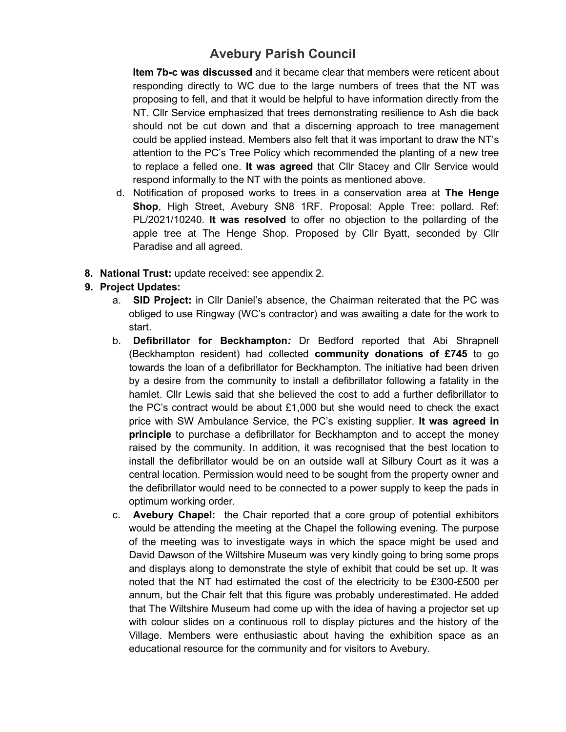Item 7b-c was discussed and it became clear that members were reticent about responding directly to WC due to the large numbers of trees that the NT was proposing to fell, and that it would be helpful to have information directly from the NT. Cllr Service emphasized that trees demonstrating resilience to Ash die back should not be cut down and that a discerning approach to tree management could be applied instead. Members also felt that it was important to draw the NT's attention to the PC's Tree Policy which recommended the planting of a new tree to replace a felled one. **It was agreed** that Cllr Stacey and Cllr Service would respond informally to the NT with the points as mentioned above.

d. Notification of proposed works to trees in a conservation area at **The Henge Shop**, High Street, Avebury SN8 1RF. Proposal: Apple Tree: pollard. Ref: PL/2021/10240. **It was resolved** to offer no objection to the pollarding of the apple tree at The Henge Shop. Proposed by Cllr Byatt, seconded by Cllr Paradise and all agreed.

8. **National Trust:** update received: see appendix 2.
9. **Project Updates:**
   a. **SID Project:** in Cllr Daniel's absence, the Chairman reiterated that the PC was obliged to use Ringway (WC's contractor) and was awaiting a date for the work to start.
   b. **Defibrillator for Beckhampton*:*** Dr Bedford reported that Abi Shrapnell (Beckhampton resident) had collected **community donations of £745** to go towards the loan of a defibrillator for Beckhampton. The initiative had been driven by a desire from the community to install a defibrillator following a fatality in the hamlet. Cllr Lewis said that she believed the cost to add a further defibrillator to the PC's contract would be about £1,000 but she would need to check the exact price with SW Ambulance Service, the PC's existing supplier. **It was agreed in principle** to purchase a defibrillator for Beckhampton and to accept the money raised by the community. In addition, it was recognised that the best location to install the defibrillator would be on an outside wall at Silbury Court as it was a central location. Permission would need to be sought from the property owner and the defibrillator would need to be connected to a power supply to keep the pads in optimum working order.
   c. **Avebury Chapel:** the Chair reported that a core group of potential exhibitors would be attending the meeting at the Chapel the following evening. The purpose of the meeting was to investigate ways in which the space might be used and David Dawson of the Wiltshire Museum was very kindly going to bring some props and displays along to demonstrate the style of exhibit that could be set up. It was noted that the NT had estimated the cost of the electricity to be £300-£500 per annum, but the Chair felt that this figure was probably underestimated. He added that The Wiltshire Museum had come up with the idea of having a projector set up with colour slides on a continuous roll to display pictures and the history of the Village. Members were enthusiastic about having the exhibition space as an educational resource for the community and for visitors to Avebury.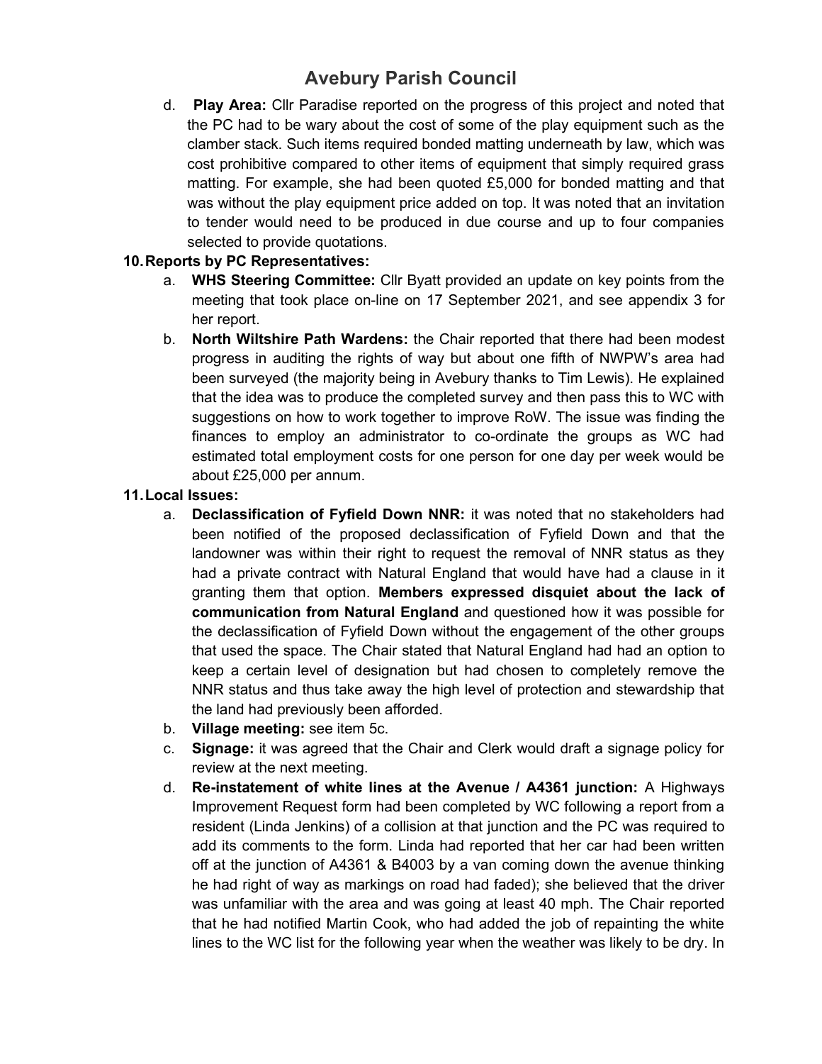d. **Play Area:** Cllr Paradise reported on the progress of this project and noted that the PC had to be wary about the cost of some of the play equipment such as the clamber stack. Such items required bonded matting underneath by law, which was cost prohibitive compared to other items of equipment that simply required grass matting. For example, she had been quoted £5,000 for bonded matting and that was without the play equipment price added on top. It was noted that an invitation to tender would need to be produced in due course and up to four companies selected to provide quotations.

**10. Reports by PC Representatives:**

a. **WHS Steering Committee:** Cllr Byatt provided an update on key points from the meeting that took place on-line on 17 September 2021, and see appendix 3 for her report.

b. **North Wiltshire Path Wardens:** the Chair reported that there had been modest progress in auditing the rights of way but about one fifth of NWPW's area had been surveyed (the majority being in Avebury thanks to Tim Lewis). He explained that the idea was to produce the completed survey and then pass this to WC with suggestions on how to work together to improve RoW. The issue was finding the finances to employ an administrator to co-ordinate the groups as WC had estimated total employment costs for one person for one day per week would be about £25,000 per annum.

**11. Local Issues:**

a. **Declassification of Fyfield Down NNR:** it was noted that no stakeholders had been notified of the proposed declassification of Fyfield Down and that the landowner was within their right to request the removal of NNR status as they had a private contract with Natural England that would have had a clause in it granting them that option. **Members expressed disquiet about the lack of communication from Natural England** and questioned how it was possible for the declassification of Fyfield Down without the engagement of the other groups that used the space. The Chair stated that Natural England had had an option to keep a certain level of designation but had chosen to completely remove the NNR status and thus take away the high level of protection and stewardship that the land had previously been afforded.

b. **Village meeting:** see item 5c.

c. **Signage:** it was agreed that the Chair and Clerk would draft a signage policy for review at the next meeting.

d. **Re-instatement of white lines at the Avenue / A4361 junction:** A Highways Improvement Request form had been completed by WC following a report from a resident (Linda Jenkins) of a collision at that junction and the PC was required to add its comments to the form. Linda had reported that her car had been written off at the junction of A4361 & B4003 by a van coming down the avenue thinking he had right of way as markings on road had faded); she believed that the driver was unfamiliar with the area and was going at least 40 mph. The Chair reported that he had notified Martin Cook, who had added the job of repainting the white lines to the WC list for the following year when the weather was likely to be dry. In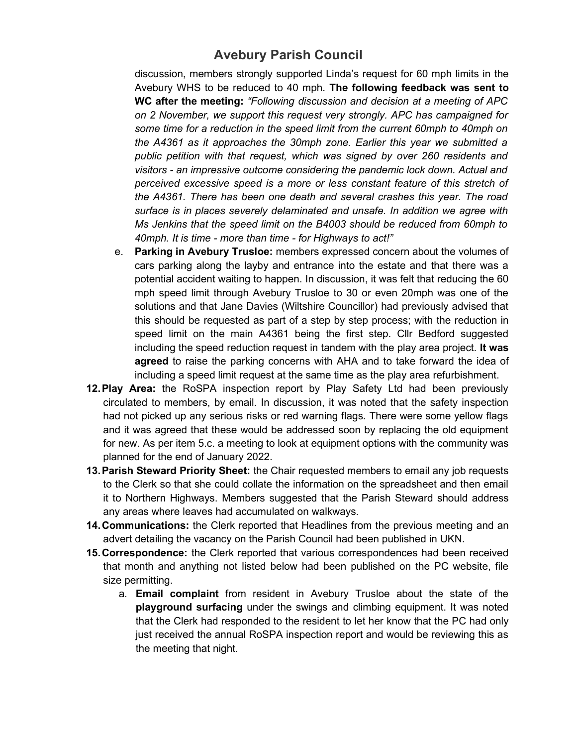discussion, members strongly supported Linda's request for 60 mph limits in the Avebury WHS to be reduced to 40 mph. **The following feedback was sent to WC after the meeting:** *"Following discussion and decision at a meeting of APC on 2 November, we support this request very strongly. APC has campaigned for some time for a reduction in the speed limit from the current 60mph to 40mph on the A4361 as it approaches the 30mph zone. Earlier this year we submitted a public petition with that request, which was signed by over 260 residents and visitors - an impressive outcome considering the pandemic lock down. Actual and perceived excessive speed is a more or less constant feature of this stretch of the A4361. There has been one death and several crashes this year. The road surface is in places severely delaminated and unsafe. In addition we agree with Ms Jenkins that the speed limit on the B4003 should be reduced from 60mph to 40mph. It is time - more than time - for Highways to act!"*

   e. **Parking in Avebury Trusloe:** members expressed concern about the volumes of cars parking along the layby and entrance into the estate and that there was a potential accident waiting to happen. In discussion, it was felt that reducing the 60 mph speed limit through Avebury Trusloe to 30 or even 20mph was one of the solutions and that Jane Davies (Wiltshire Councillor) had previously advised that this should be requested as part of a step by step process; with the reduction in speed limit on the main A4361 being the first step. Cllr Bedford suggested including the speed reduction request in tandem with the play area project. **It was agreed** to raise the parking concerns with AHA and to take forward the idea of including a speed limit request at the same time as the play area refurbishment.

12. **Play Area:** the RoSPA inspection report by Play Safety Ltd had been previously circulated to members, by email. In discussion, it was noted that the safety inspection had not picked up any serious risks or red warning flags. There were some yellow flags and it was agreed that these would be addressed soon by replacing the old equipment for new. As per item 5.c. a meeting to look at equipment options with the community was planned for the end of January 2022.
13. **Parish Steward Priority Sheet:** the Chair requested members to email any job requests to the Clerk so that she could collate the information on the spreadsheet and then email it to Northern Highways. Members suggested that the Parish Steward should address any areas where leaves had accumulated on walkways.
14. **Communications:** the Clerk reported that Headlines from the previous meeting and an advert detailing the vacancy on the Parish Council had been published in UKN.
15. **Correspondence:** the Clerk reported that various correspondences had been received that month and anything not listed below had been published on the PC website, file size permitting.
    a. **Email complaint** from resident in Avebury Trusloe about the state of the **playground surfacing** under the swings and climbing equipment. It was noted that the Clerk had responded to the resident to let her know that the PC had only just received the annual RoSPA inspection report and would be reviewing this as the meeting that night.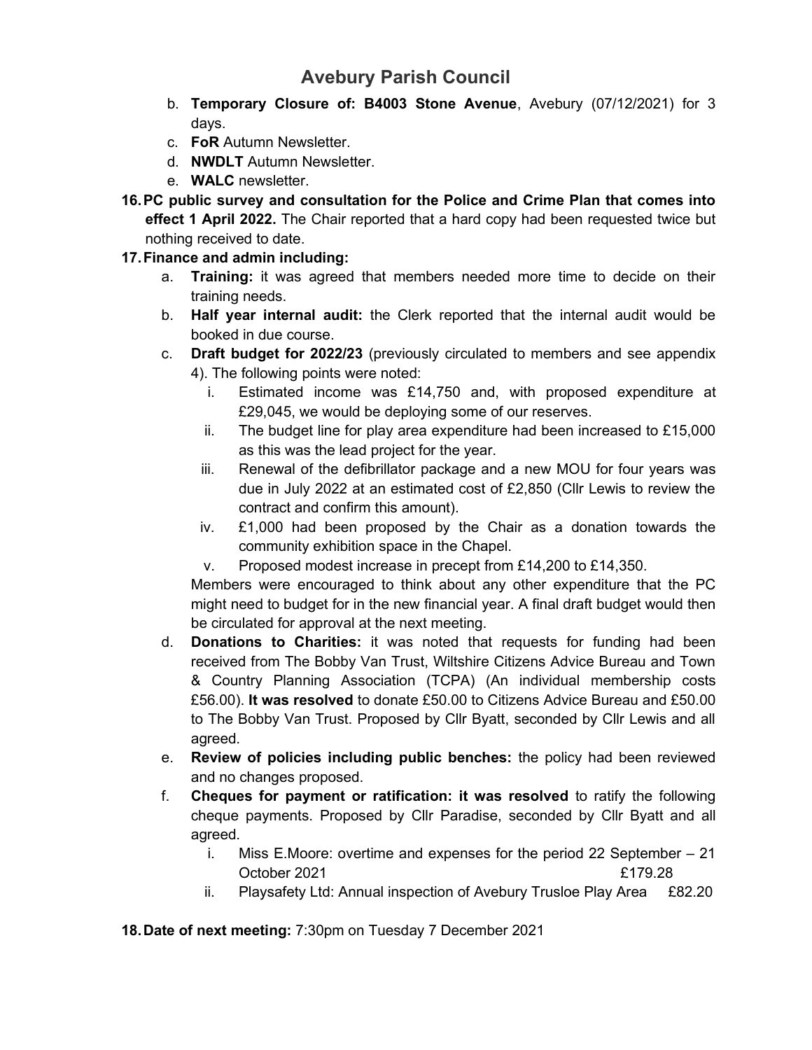b. **Temporary Closure of: B4003 Stone Avenue**, Avebury (07/12/2021) for 3 days.
c. **FoR** Autumn Newsletter.
d. **NWDLT** Autumn Newsletter.
e. **WALC** newsletter.

16. **PC public survey and consultation for the Police and Crime Plan that comes into effect 1 April 2022.** The Chair reported that a hard copy had been requested twice but nothing received to date.

17. **Finance and admin including:**
    a. **Training:** it was agreed that members needed more time to decide on their training needs.
    b. **Half year internal audit:** the Clerk reported that the internal audit would be booked in due course.
    c. **Draft budget for 2022/23** (previously circulated to members and see appendix 4). The following points were noted:
        i. Estimated income was £14,750 and, with proposed expenditure at £29,045, we would be deploying some of our reserves.
        ii. The budget line for play area expenditure had been increased to £15,000 as this was the lead project for the year.
        iii. Renewal of the defibrillator package and a new MOU for four years was due in July 2022 at an estimated cost of £2,850 (Cllr Lewis to review the contract and confirm this amount).
        iv. £1,000 had been proposed by the Chair as a donation towards the community exhibition space in the Chapel.
        v. Proposed modest increase in precept from £14,200 to £14,350.

       Members were encouraged to think about any other expenditure that the PC might need to budget for in the new financial year. A final draft budget would then be circulated for approval at the next meeting.
    d. **Donations to Charities:** it was noted that requests for funding had been received from The Bobby Van Trust, Wiltshire Citizens Advice Bureau and Town & Country Planning Association (TCPA) (An individual membership costs £56.00). **It was resolved** to donate £50.00 to Citizens Advice Bureau and £50.00 to The Bobby Van Trust. Proposed by Cllr Byatt, seconded by Cllr Lewis and all agreed.
    e. **Review of policies including public benches:** the policy had been reviewed and no changes proposed.
    f. **Cheques for payment or ratification: it was resolved** to ratify the following cheque payments. Proposed by Cllr Paradise, seconded by Cllr Byatt and all agreed.
        i. Miss E.Moore: overtime and expenses for the period 22 September – 21 October 2021 £179.28
        ii. Playsafety Ltd: Annual inspection of Avebury Trusloe Play Area £82.20

18. **Date of next meeting:** 7:30pm on Tuesday 7 December 2021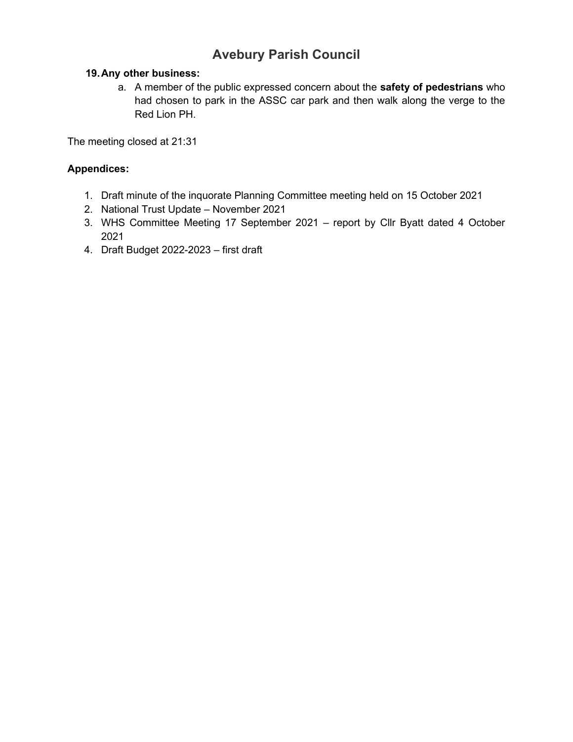**19. Any other business:**

a. A member of the public expressed concern about the **safety of pedestrians** who had chosen to park in the ASSC car park and then walk along the verge to the Red Lion PH.

The meeting closed at 21:31

**Appendices:**

1. Draft minute of the inquorate Planning Committee meeting held on 15 October 2021
2. National Trust Update – November 2021
3. WHS Committee Meeting 17 September 2021 – report by Cllr Byatt dated 4 October 2021
4. Draft Budget 2022-2023 – first draft